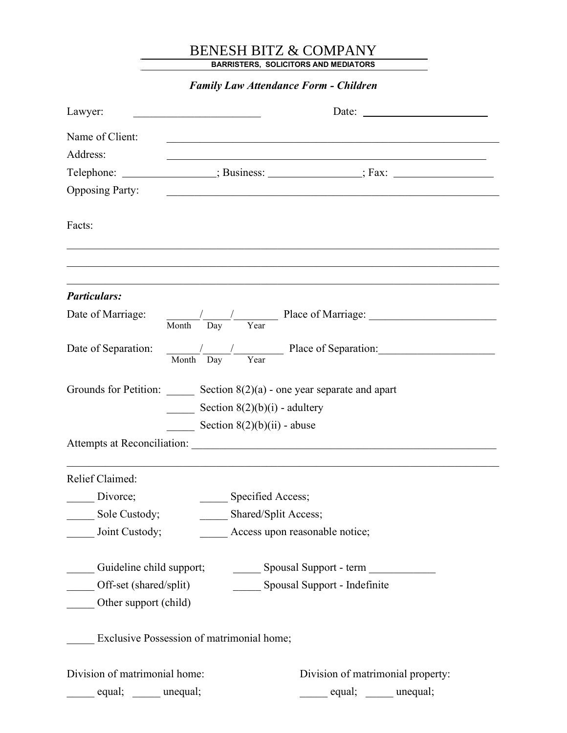# BENESH BITZ & COMPANY

**BARRISTERS, SOLICITORS AND MEDIATORS**

***Family Law Attendance Form - Children***

Lawyer: ______________________ Date: ______________________

Name of Client: ________________________________________________________

Address: ______________________________________________________

Telephone: ________________; Business: ________________; Fax: _________________

Opposing Party: ________________________________________________________

Facts:

______________________________________________________________________________

______________________________________________________________________________

______________________________________________________________________________

***Particulars:***

Date of Marriage: ______/_____/________ Place of Marriage: ______________________
Month Day Year

Date of Separation: ______/_____/_________ Place of Separation:____________________
Month Day Year

Grounds for Petition: _____ Section 8(2)(a) - one year separate and apart

_____ Section 8(2)(b)(i) - adultery

_____ Section 8(2)(b)(ii) - abuse

Attempts at Reconciliation: ______________________________________________________

______________________________________________________________________________

Relief Claimed:

_____ Divorce; _____ Specified Access;

_____ Sole Custody; _____ Shared/Split Access;

_____ Joint Custody; _____ Access upon reasonable notice;

_____ Guideline child support; _____ Spousal Support - term ___________

_____ Off-set (shared/split) _____ Spousal Support - Indefinite

_____ Other support (child)

_____ Exclusive Possession of matrimonial home;

Division of matrimonial home:

_____ equal; _____ unequal;

Division of matrimonial property:

_____ equal; _____ unequal;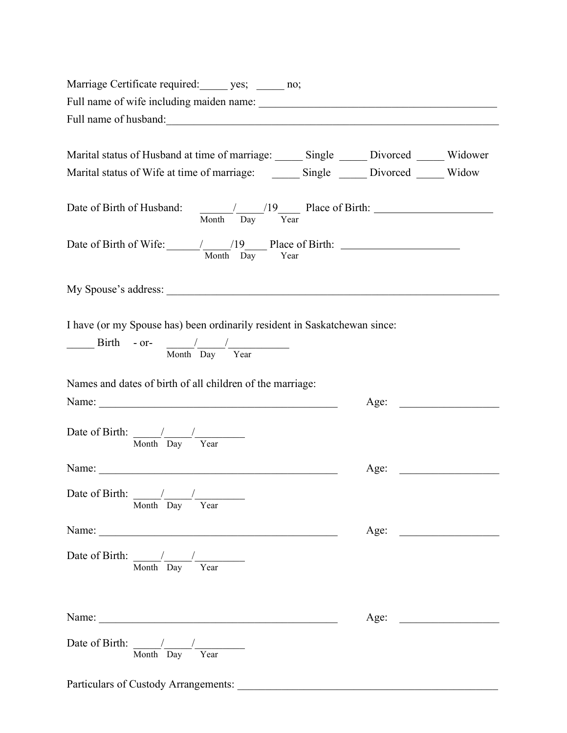Marriage Certificate required:_____ yes; _____ no;

Full name of wife including maiden name: ____________________________________________

Full name of husband:_______________________________________________________________

Marital status of Husband at time of marriage: _____ Single _____ Divorced _____ Widower

Marital status of Wife at time of marriage: _____ Single _____ Divorced _____ Widow

Date of Birth of Husband: ______/_____/19____ Place of Birth: ______________________
(Month Day Year)

Date of Birth of Wife:______/_____/19____ Place of Birth: ______________________
(Month Day Year)

My Spouse's address: _______________________________________________________________

I have (or my Spouse has) been ordinarily resident in Saskatchewan since:

_____ Birth - or- _____/_____/___________
(Month Day Year)

Names and dates of birth of all children of the marriage:

Name: _____________________________________________ Age: __________________

Date of Birth: _____/_____/_________
(Month Day Year)

Name: _____________________________________________ Age: __________________

Date of Birth: _____/_____/_________
(Month Day Year)

Name: _____________________________________________ Age: __________________

Date of Birth: _____/_____/_________
(Month Day Year)

Name: _____________________________________________ Age: __________________

Date of Birth: _____/_____/_________
(Month Day Year)

Particulars of Custody Arrangements: ________________________________________________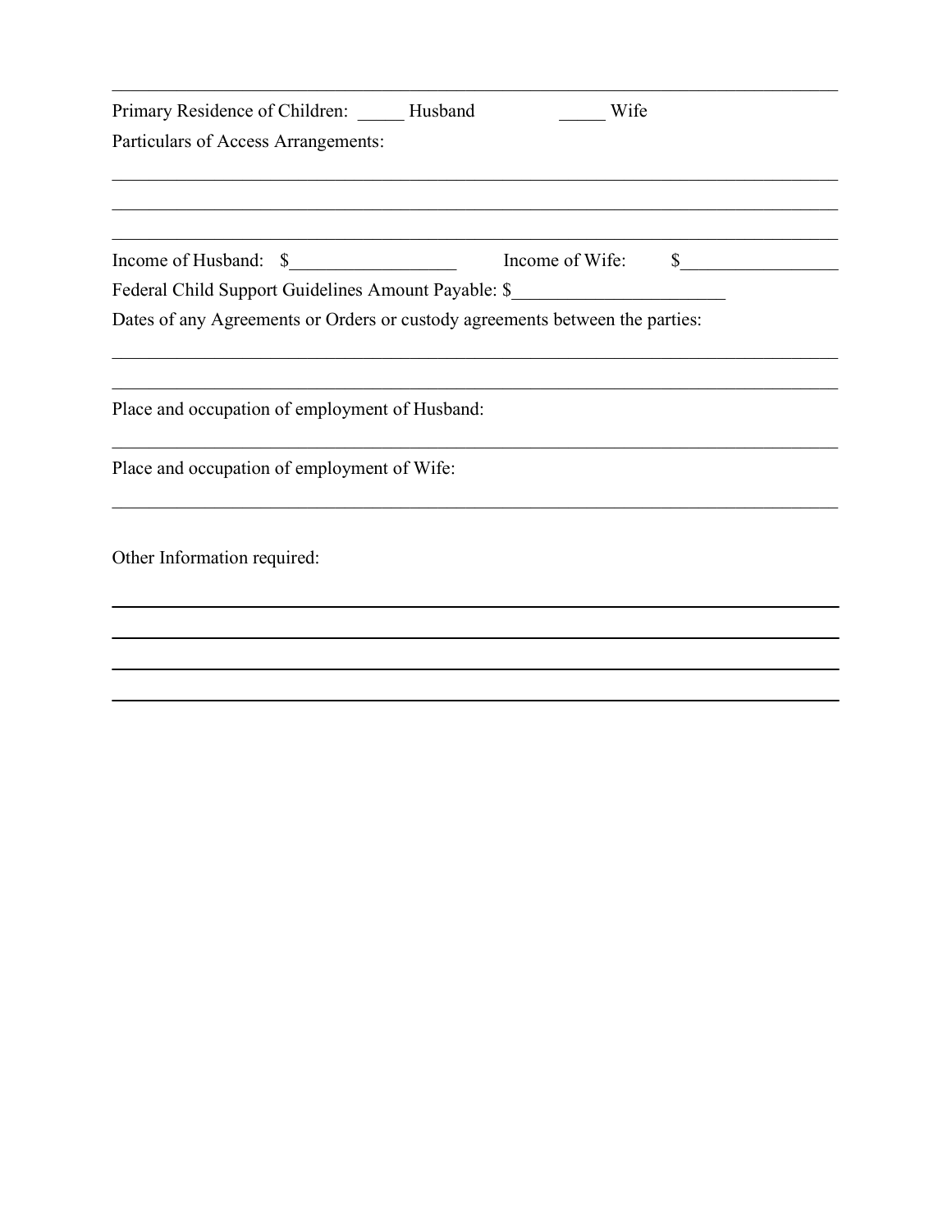______________________________________________________________________________

Primary Residence of Children: _____ Husband _____ Wife

Particulars of Access Arrangements:

______________________________________________________________________________

______________________________________________________________________________

______________________________________________________________________________

Income of Husband: $_________________ Income of Wife: $_________________

Federal Child Support Guidelines Amount Payable: $_______________________

Dates of any Agreements or Orders or custody agreements between the parties:

______________________________________________________________________________

______________________________________________________________________________

Place and occupation of employment of Husband:

______________________________________________________________________________

Place and occupation of employment of Wife:

______________________________________________________________________________

Other Information required:

______________________________________________________________________________

______________________________________________________________________________

______________________________________________________________________________

______________________________________________________________________________